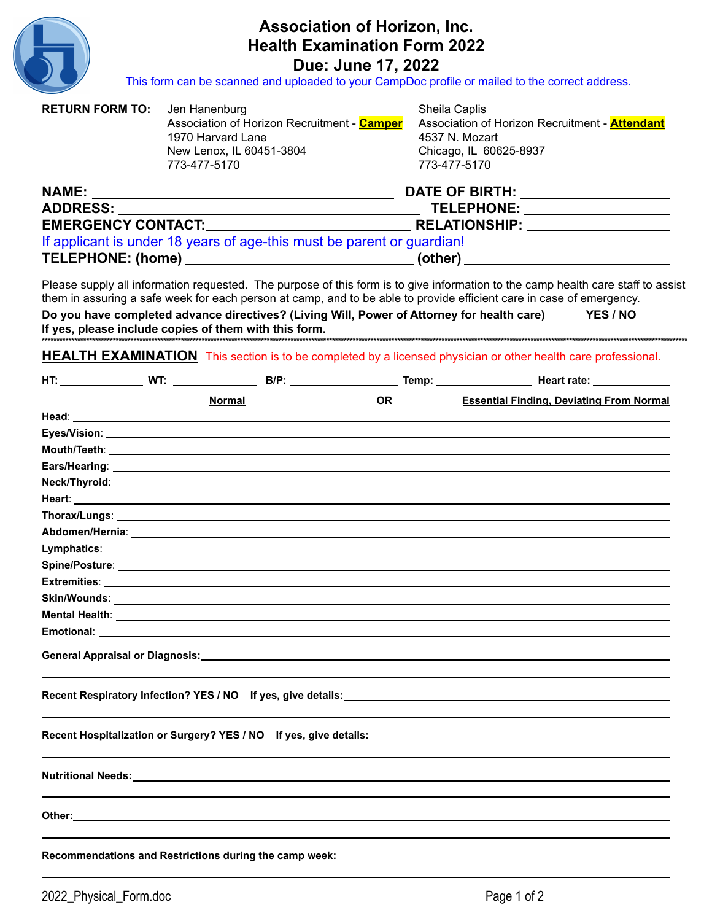# Association of Horizon, Inc.
# Health Examination Form 2022
# Due: June 17, 2022

This form can be scanned and uploaded to your CampDoc profile or mailed to the correct address.

**RETURN FORM TO:**

Jen Hanenburg
Association of Horizon Recruitment - **Camper**
1970 Harvard Lane
New Lenox, IL 60451-3804
773-477-5170

Sheila Caplis
Association of Horizon Recruitment - **Attendant**
4537 N. Mozart
Chicago, IL 60625-8937
773-477-5170

**NAME:** ______________________________ **DATE OF BIRTH:** ________________

**ADDRESS:** ______________________________ **TELEPHONE:** ________________

**EMERGENCY CONTACT:** ______________________________ **RELATIONSHIP:** ________________

If applicant is under 18 years of age-this must be parent or guardian!

**TELEPHONE: (home)** ______________________________ **(other)** ________________

Please supply all information requested. The purpose of this form is to give information to the camp health care staff to assist them in assuring a safe week for each person at camp, and to be able to provide efficient care in case of emergency.

**Do you have completed advance directives? (Living Will, Power of Attorney for health care) YES / NO**
**If yes, please include copies of them with this form.**

---

## HEALTH EXAMINATION

This section is to be completed by a licensed physician or other health care professional.

**HT:** __________ **WT:** __________ **B/P:** __________ **Temp:** __________ **Heart rate:** __________

**Normal** OR **Essential Finding, Deviating From Normal**

**Head:** ______________________________

**Eyes/Vision:** ______________________________

**Mouth/Teeth:** ______________________________

**Ears/Hearing:** ______________________________

**Neck/Thyroid:** ______________________________

**Heart:** ______________________________

**Thorax/Lungs:** ______________________________

**Abdomen/Hernia:** ______________________________

**Lymphatics:** ______________________________

**Spine/Posture:** ______________________________

**Extremities:** ______________________________

**Skin/Wounds:** ______________________________

**Mental Health:** ______________________________

**Emotional:** ______________________________

**General Appraisal or Diagnosis:** ______________________________

**Recent Respiratory Infection? YES / NO If yes, give details:** ______________________________

**Recent Hospitalization or Surgery? YES / NO If yes, give details:** ______________________________

**Nutritional Needs:** ______________________________

**Other:** ______________________________

**Recommendations and Restrictions during the camp week:** ______________________________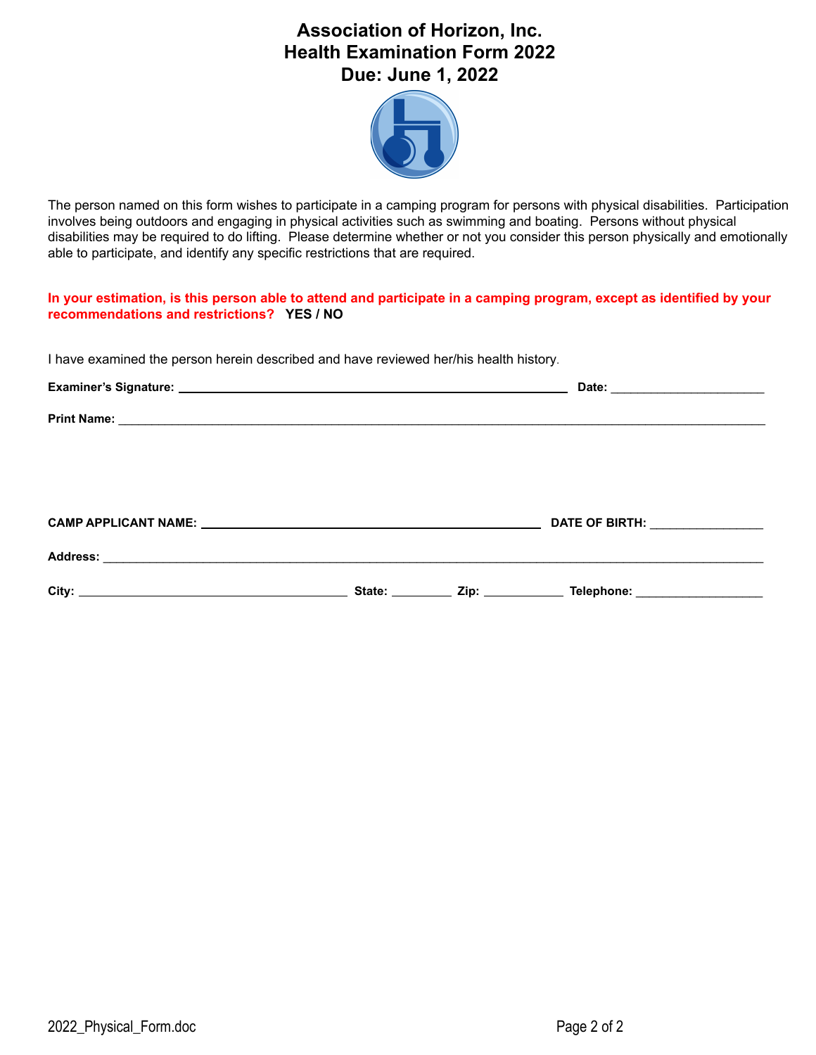# Association of Horizon, Inc.
# Health Examination Form 2022
# Due: June 1, 2022

The person named on this form wishes to participate in a camping program for persons with physical disabilities. Participation involves being outdoors and engaging in physical activities such as swimming and boating. Persons without physical disabilities may be required to do lifting. Please determine whether or not you consider this person physically and emotionally able to participate, and identify any specific restrictions that are required.

**In your estimation, is this person able to attend and participate in a camping program, except as identified by your recommendations and restrictions? YES / NO**

I have examined the person herein described and have reviewed her/his health history.

**Examiner's Signature:** ______________________________ **Date:** ____________________

**Print Name:** ____________________________________________________________

**CAMP APPLICANT NAME:** ______________________________ **DATE OF BIRTH:** ________________

**Address:** ____________________________________________________________

**City:** ______________________ **State:** ________ **Zip:** __________ **Telephone:** __________________